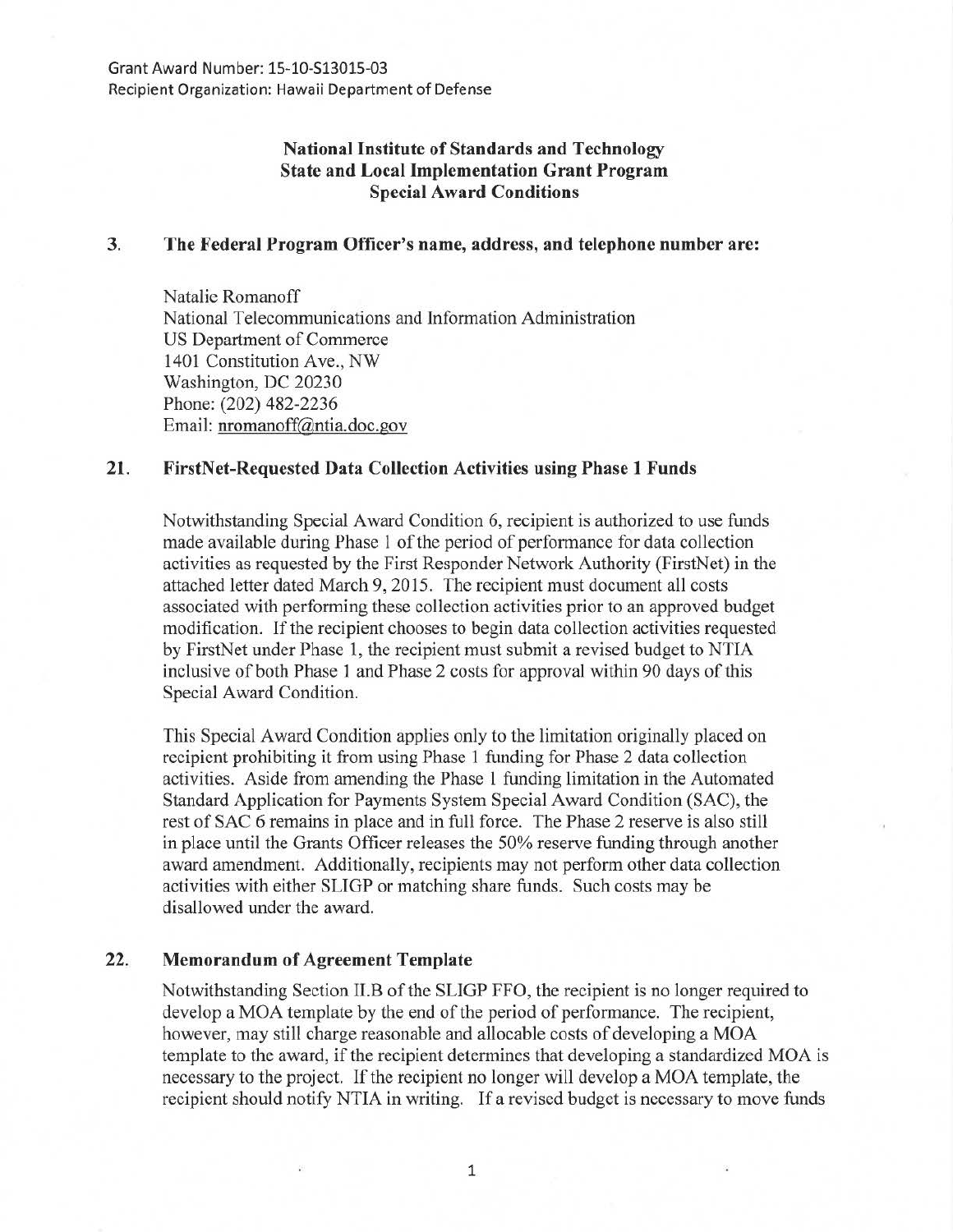Grant Award Number: 15-10-S13015-03
Recipient Organization: Hawaii Department of Defense

**National Institute of Standards and Technology**
**State and Local Implementation Grant Program**
**Special Award Conditions**

## 3. The Federal Program Officer's name, address, and telephone number are:

Natalie Romanoff
National Telecommunications and Information Administration
US Department of Commerce
1401 Constitution Ave., NW
Washington, DC 20230
Phone: (202) 482-2236
Email: nromanoff@ntia.doc.gov

## 21. FirstNet-Requested Data Collection Activities using Phase 1 Funds

Notwithstanding Special Award Condition 6, recipient is authorized to use funds made available during Phase 1 of the period of performance for data collection activities as requested by the First Responder Network Authority (FirstNet) in the attached letter dated March 9, 2015. The recipient must document all costs associated with performing these collection activities prior to an approved budget modification. If the recipient chooses to begin data collection activities requested by FirstNet under Phase 1, the recipient must submit a revised budget to NTIA inclusive of both Phase 1 and Phase 2 costs for approval within 90 days of this Special Award Condition.

This Special Award Condition applies only to the limitation originally placed on recipient prohibiting it from using Phase 1 funding for Phase 2 data collection activities. Aside from amending the Phase 1 funding limitation in the Automated Standard Application for Payments System Special Award Condition (SAC), the rest of SAC 6 remains in place and in full force. The Phase 2 reserve is also still in place until the Grants Officer releases the 50% reserve funding through another award amendment. Additionally, recipients may not perform other data collection activities with either SLIGP or matching share funds. Such costs may be disallowed under the award.

## 22. Memorandum of Agreement Template

Notwithstanding Section II.B of the SLIGP FFO, the recipient is no longer required to develop a MOA template by the end of the period of performance. The recipient, however, may still charge reasonable and allocable costs of developing a MOA template to the award, if the recipient determines that developing a standardized MOA is necessary to the project. If the recipient no longer will develop a MOA template, the recipient should notify NTIA in writing. If a revised budget is necessary to move funds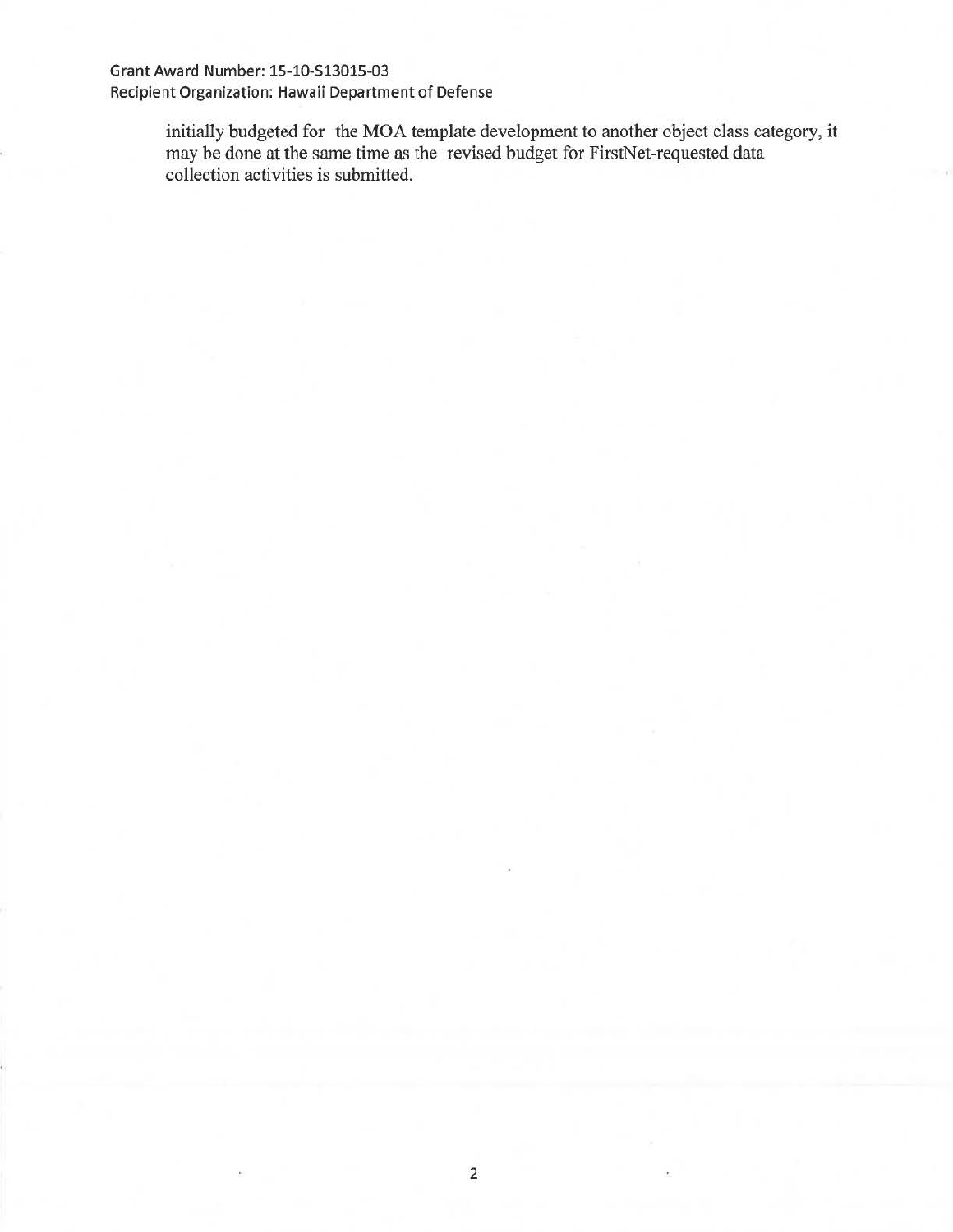initially budgeted for the MOA template development to another object class category, it may be done at the same time as the revised budget for FirstNet-requested data collection activities is submitted.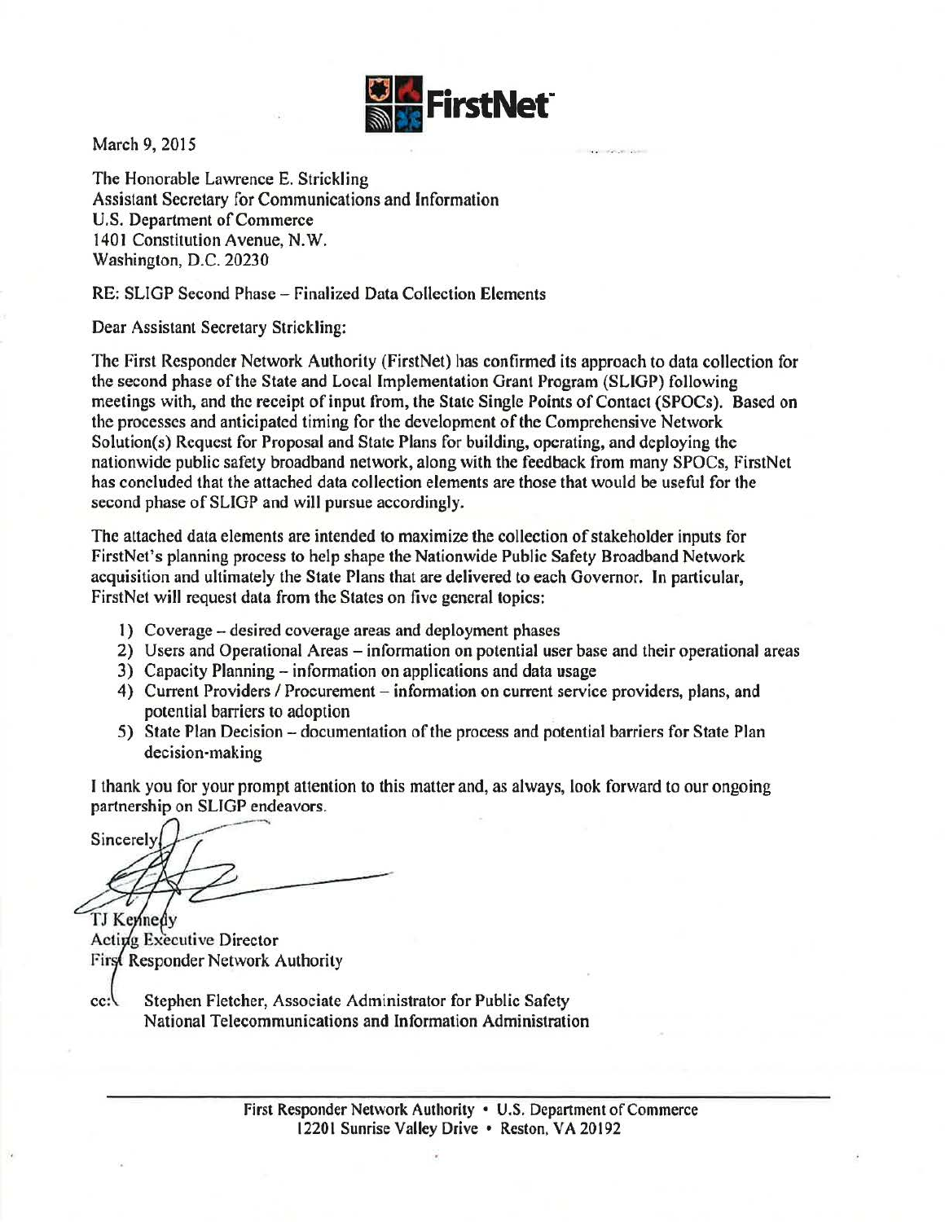**FirstNet**

March 9, 2015

The Honorable Lawrence E. Strickling
Assistant Secretary for Communications and Information
U.S. Department of Commerce
1401 Constitution Avenue, N.W.
Washington, D.C. 20230

RE: SLIGP Second Phase – Finalized Data Collection Elements

Dear Assistant Secretary Strickling:

The First Responder Network Authority (FirstNet) has confirmed its approach to data collection for the second phase of the State and Local Implementation Grant Program (SLIGP) following meetings with, and the receipt of input from, the State Single Points of Contact (SPOCs). Based on the processes and anticipated timing for the development of the Comprehensive Network Solution(s) Request for Proposal and State Plans for building, operating, and deploying the nationwide public safety broadband network, along with the feedback from many SPOCs, FirstNet has concluded that the attached data collection elements are those that would be useful for the second phase of SLIGP and will pursue accordingly.

The attached data elements are intended to maximize the collection of stakeholder inputs for FirstNet's planning process to help shape the Nationwide Public Safety Broadband Network acquisition and ultimately the State Plans that are delivered to each Governor. In particular, FirstNet will request data from the States on five general topics:

1) Coverage – desired coverage areas and deployment phases
2) Users and Operational Areas – information on potential user base and their operational areas
3) Capacity Planning – information on applications and data usage
4) Current Providers / Procurement – information on current service providers, plans, and potential barriers to adoption
5) State Plan Decision – documentation of the process and potential barriers for State Plan decision-making

I thank you for your prompt attention to this matter and, as always, look forward to our ongoing partnership on SLIGP endeavors.

Sincerely,

TJ Kennedy
Acting Executive Director
First Responder Network Authority

cc: Stephen Fletcher, Associate Administrator for Public Safety
National Telecommunications and Information Administration

First Responder Network Authority • U.S. Department of Commerce
12201 Sunrise Valley Drive • Reston, VA 20192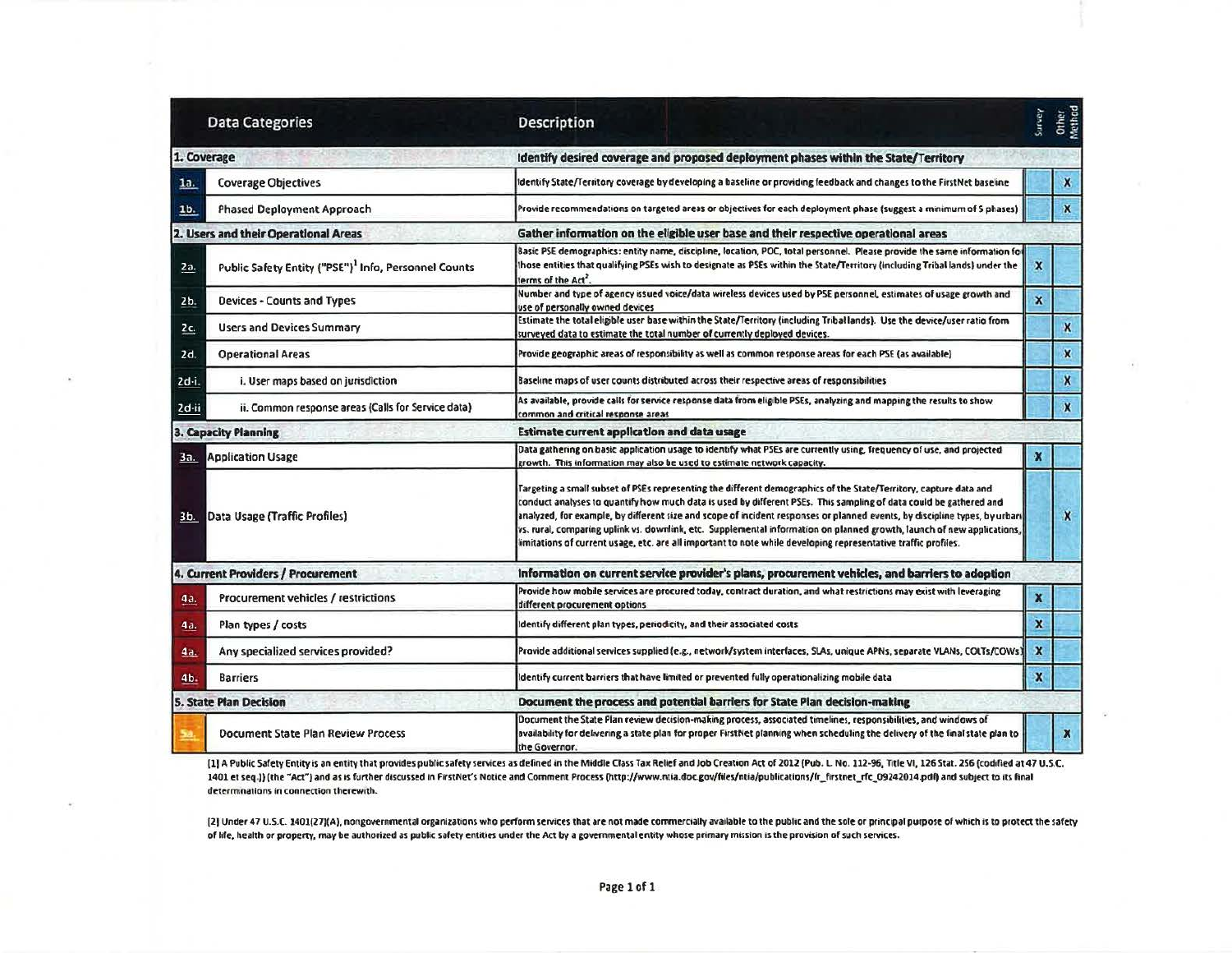| | Data Categories | Description | Survey | Other Method |
|---|---|---|---|---|
| **1. Coverage** | | **Identify desired coverage and proposed deployment phases within the State/Territory** | | |
| 1a. | Coverage Objectives | Identify State/Territory coverage by developing a baseline or providing feedback and changes to the FirstNet baseline | | X |
| 1b. | Phased Deployment Approach | Provide recommendations on targeted areas or objectives for each deployment phase (suggest a minimum of 5 phases) | | X |
| **2. Users and their Operational Areas** | | **Gather information on the eligible user base and their respective operational areas** | | |
| 2a. | Public Safety Entity ("PSE")[1] Info, Personnel Counts | Basic PSE demographics: entity name, discipline, location, POC, total personnel. Please provide the same information for those entities that qualifying PSEs wish to designate as PSEs within the State/Territory (including Tribal lands) under the terms of the Act[2]. | X | |
| 2b. | Devices - Counts and Types | Number and type of agency issued voice/data wireless devices used by PSE personnel, estimates of usage growth and use of personally owned devices | X | |
| 2c. | Users and Devices Summary | Estimate the total eligible user base within the State/Territory (including Tribal lands). Use the device/user ratio from surveyed data to estimate the total number of currently deployed devices. | | X |
| 2d. | Operational Areas | Provide geographic areas of responsibility as well as common response areas for each PSE (as available) | | X |
| 2d-i. | i. User maps based on jurisdiction | Baseline maps of user counts distributed across their respective areas of responsibilities | | X |
| 2d-ii | ii. Common response areas (Calls for Service data) | As available, provide calls for service response data from eligible PSEs, analyzing and mapping the results to show common and critical response areas | | X |
| **3. Capacity Planning** | | **Estimate current application and data usage** | | |
| 3a. | Application Usage | Data gathering on basic application usage to identify what PSEs are currently using, frequency of use, and projected growth. This information may also be used to estimate network capacity. | X | |
| 3b. | Data Usage (Traffic Profiles) | Targeting a small subset of PSEs representing the different demographics of the State/Territory, capture data and conduct analyses to quantify how much data is used by different PSEs. This sampling of data could be gathered and analyzed, for example, by different size and scope of incident responses or planned events, by discipline types, by urban vs. rural, comparing uplink vs. downlink, etc. Supplemental information on planned growth, launch of new applications, limitations of current usage, etc. are all important to note while developing representative traffic profiles. | | X |
| **4. Current Providers / Procurement** | | **Information on current service provider's plans, procurement vehicles, and barriers to adoption** | | |
| 4a. | Procurement vehicles / restrictions | Provide how mobile services are procured today, contract duration, and what restrictions may exist with leveraging different procurement options | X | |
| 4a. | Plan types / costs | Identify different plan types, periodicity, and their associated costs | X | |
| 4a. | Any specialized services provided? | Provide additional services supplied (e.g., network/system interfaces, SLAs, unique APNs, separate VLANs, COLTs/COWs) | X | |
| 4b. | Barriers | Identify current barriers that have limited or prevented fully operationalizing mobile data | X | |
| **5. State Plan Decision** | | **Document the process and potential barriers for State Plan decision-making** | | |
| 5a. | Document State Plan Review Process | Document the State Plan review decision-making process, associated timelines, responsibilities, and windows of availability for delivering a state plan for proper FirstNet planning when scheduling the delivery of the final state plan to the Governor. | | X |

[1] A Public Safety Entity is an entity that provides public safety services as defined in the Middle Class Tax Relief and Job Creation Act of 2012 (Pub. L. No. 112-96, Title VI, 126 Stat. 256 (codified at 47 U.S.C. 1401 et seq.)) (the "Act") and as is further discussed in FirstNet's Notice and Comment Process (http://www.ntia.doc.gov/files/ntia/publications/fr_firstnet_rfc_09242014.pdf) and subject to its final determinations in connection therewith.

[2] Under 47 U.S.C. 1401(27)(A), nongovernmental organizations who perform services that are not made commercially available to the public and the sole or principal purpose of which is to protect the safety of life, health or property, may be authorized as public safety entities under the Act by a governmental entity whose primary mission is the provision of such services.